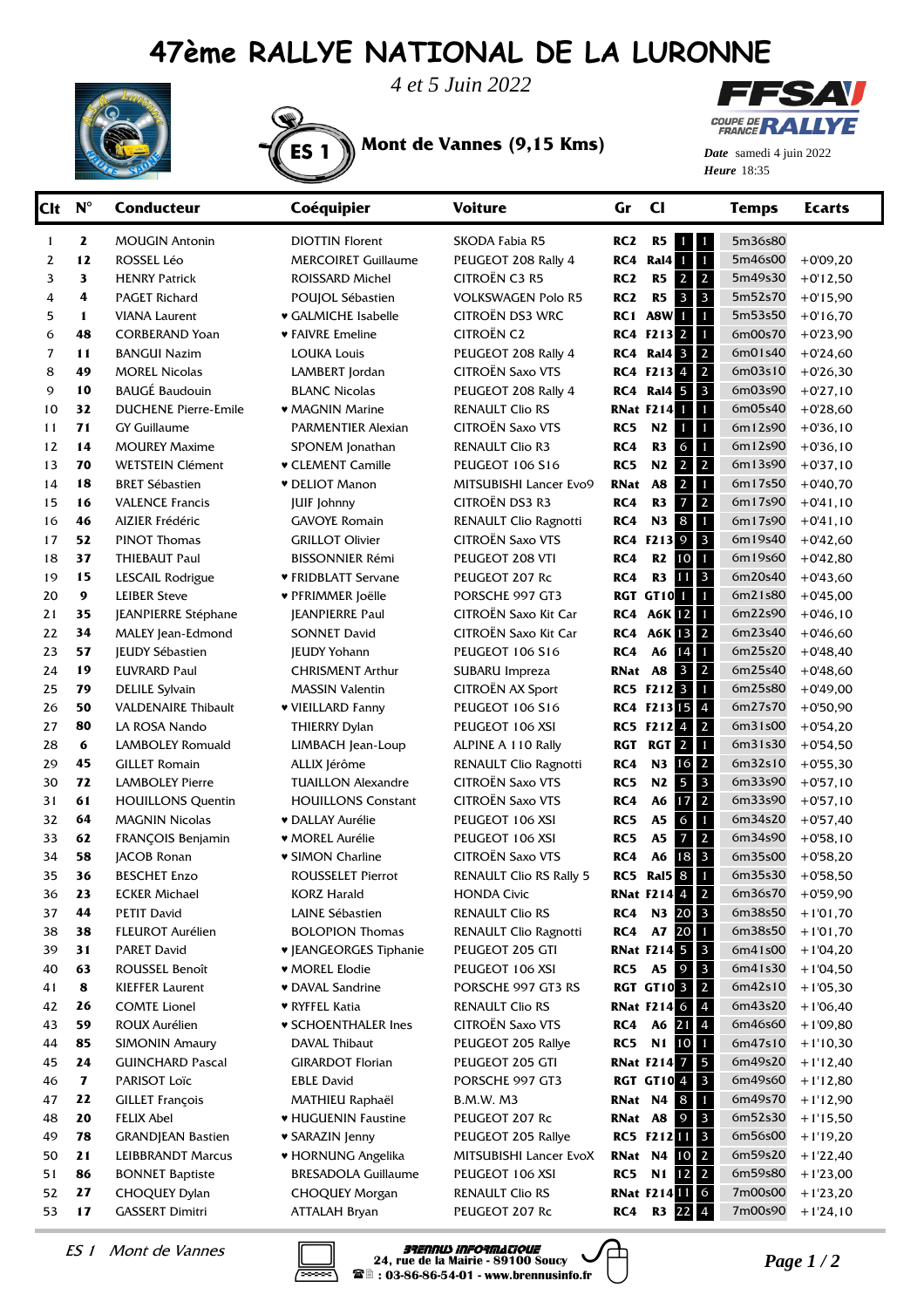# 47ème RALLYE NATIONAL DE LA LURONNE

*4 et 5 Juin 2022*

**ES 1** **Mont de Vannes (9,15 Kms)**

*Date* samedi 4 juin 2022
*Heure* 18:35

| Clt | N° | Conducteur | Coéquipier | Voiture | Gr | Cl | | | Temps | Ecarts |
|---|---|---|---|---|---|---|---|---|---|---|
| 1 | 2 | MOUGIN Antonin | DIOTTIN Florent | SKODA Fabia R5 | RC2 | R5 | 1 | 1 | 5m36s80 | |
| 2 | 12 | ROSSEL Léo | MERCOIRET Guillaume | PEUGEOT 208 Rally 4 | RC4 | Ral4 | 1 | 1 | 5m46s00 | +0'09,20 |
| 3 | 3 | HENRY Patrick | ROISSARD Michel | CITROËN C3 R5 | RC2 | R5 | 2 | 2 | 5m49s30 | +0'12,50 |
| 4 | 4 | PAGET Richard | POUJOL Sébastien | VOLKSWAGEN Polo R5 | RC2 | R5 | 3 | 3 | 5m52s70 | +0'15,90 |
| 5 | 1 | VIANA Laurent | ♥ GALMICHE Isabelle | CITROËN DS3 WRC | RC1 | A8W | 1 | 1 | 5m53s50 | +0'16,70 |
| 6 | 48 | CORBERAND Yoan | ♥ FAIVRE Emeline | CITROËN C2 | RC4 | F213 | 2 | 1 | 6m00s70 | +0'23,90 |
| 7 | 11 | BANGUI Nazim | LOUKA Louis | PEUGEOT 208 Rally 4 | RC4 | Ral4 | 3 | 2 | 6m01s40 | +0'24,60 |
| 8 | 49 | MOREL Nicolas | LAMBERT Jordan | CITROËN Saxo VTS | RC4 | F213 | 4 | 2 | 6m03s10 | +0'26,30 |
| 9 | 10 | BAUGÉ Baudouin | BLANC Nicolas | PEUGEOT 208 Rally 4 | RC4 | Ral4 | 5 | 3 | 6m03s90 | +0'27,10 |
| 10 | 32 | DUCHENE Pierre-Emile | ♥ MAGNIN Marine | RENAULT Clio RS | RNat | F214 | 1 | 1 | 6m05s40 | +0'28,60 |
| 11 | 71 | GY Guillaume | PARMENTIER Alexian | CITROËN Saxo VTS | RC5 | N2 | 1 | 1 | 6m12s90 | +0'36,10 |
| 12 | 14 | MOUREY Maxime | SPONEM Jonathan | RENAULT Clio R3 | RC4 | R3 | 6 | 1 | 6m12s90 | +0'36,10 |
| 13 | 70 | WETSTEIN Clément | ♥ CLEMENT Camille | PEUGEOT 106 S16 | RC5 | N2 | 2 | 2 | 6m13s90 | +0'37,10 |
| 14 | 18 | BRET Sébastien | ♥ DELIOT Manon | MITSUBISHI Lancer Evo9 | RNat | A8 | 2 | 1 | 6m17s50 | +0'40,70 |
| 15 | 16 | VALENCE Francis | JUIF Johnny | CITROËN DS3 R3 | RC4 | R3 | 7 | 2 | 6m17s90 | +0'41,10 |
| 16 | 46 | AIZIER Frédéric | GAVOYE Romain | RENAULT Clio Ragnotti | RC4 | N3 | 8 | 1 | 6m17s90 | +0'41,10 |
| 17 | 52 | PINOT Thomas | GRILLOT Olivier | CITROËN Saxo VTS | RC4 | F213 | 9 | 3 | 6m19s40 | +0'42,60 |
| 18 | 37 | THIEBAUT Paul | BISSONNIER Rémi | PEUGEOT 208 VTI | RC4 | R2 | 10 | 1 | 6m19s60 | +0'42,80 |
| 19 | 15 | LESCAIL Rodrigue | ♥ FRIDBLATT Servane | PEUGEOT 207 Rc | RC4 | R3 | 11 | 3 | 6m20s40 | +0'43,60 |
| 20 | 9 | LEIBER Steve | ♥ PFRIMMER Joëlle | PORSCHE 997 GT3 | RGT | GT10 | 1 | 1 | 6m21s80 | +0'45,00 |
| 21 | 35 | JEANPIERRE Stéphane | JEANPIERRE Paul | CITROËN Saxo Kit Car | RC4 | A6K | 12 | 1 | 6m22s90 | +0'46,10 |
| 22 | 34 | MALEY Jean-Edmond | SONNET David | CITROËN Saxo Kit Car | RC4 | A6K | 13 | 2 | 6m23s40 | +0'46,60 |
| 23 | 57 | JEUDY Sébastien | JEUDY Yohann | PEUGEOT 106 S16 | RC4 | A6 | 14 | 1 | 6m25s20 | +0'48,40 |
| 24 | 19 | EUVRARD Paul | CHRISMENT Arthur | SUBARU Impreza | RNat | A8 | 3 | 2 | 6m25s40 | +0'48,60 |
| 25 | 79 | DELILE Sylvain | MASSIN Valentin | CITROËN AX Sport | RC5 | F212 | 3 | 1 | 6m25s80 | +0'49,00 |
| 26 | 50 | VALDENAIRE Thibault | ♥ VIEILLARD Fanny | PEUGEOT 106 S16 | RC4 | F213 | 15 | 4 | 6m27s70 | +0'50,90 |
| 27 | 80 | LA ROSA Nando | THIERRY Dylan | PEUGEOT 106 XSI | RC5 | F212 | 4 | 2 | 6m31s00 | +0'54,20 |
| 28 | 6 | LAMBOLEY Romuald | LIMBACH Jean-Loup | ALPINE A 110 Rally | RGT | RGT | 2 | 1 | 6m31s30 | +0'54,50 |
| 29 | 45 | GILLET Romain | ALLIX Jérôme | RENAULT Clio Ragnotti | RC4 | N3 | 16 | 2 | 6m32s10 | +0'55,30 |
| 30 | 72 | LAMBOLEY Pierre | TUAILLON Alexandre | CITROËN Saxo VTS | RC5 | N2 | 5 | 3 | 6m33s90 | +0'57,10 |
| 31 | 61 | HOUILLONS Quentin | HOUILLONS Constant | CITROËN Saxo VTS | RC4 | A6 | 17 | 2 | 6m33s90 | +0'57,10 |
| 32 | 64 | MAGNIN Nicolas | ♥ DALLAY Aurélie | PEUGEOT 106 XSI | RC5 | A5 | 6 | 1 | 6m34s20 | +0'57,40 |
| 33 | 62 | FRANÇOIS Benjamin | ♥ MOREL Aurélie | PEUGEOT 106 XSI | RC5 | A5 | 7 | 2 | 6m34s90 | +0'58,10 |
| 34 | 58 | JACOB Ronan | ♥ SIMON Charline | CITROËN Saxo VTS | RC4 | A6 | 18 | 3 | 6m35s00 | +0'58,20 |
| 35 | 36 | BESCHET Enzo | ROUSSELET Pierrot | RENAULT Clio RS Rally 5 | RC5 | Ral5 | 8 | 1 | 6m35s30 | +0'58,50 |
| 36 | 23 | ECKER Michael | KORZ Harald | HONDA Civic | RNat | F214 | 4 | 2 | 6m36s70 | +0'59,90 |
| 37 | 44 | PETIT David | LAINE Sébastien | RENAULT Clio RS | RC4 | N3 | 20 | 3 | 6m38s50 | +1'01,70 |
| 38 | 38 | FLEUROT Aurélien | BOLOPION Thomas | RENAULT Clio Ragnotti | RC4 | A7 | 20 | 1 | 6m38s50 | +1'01,70 |
| 39 | 31 | PARET David | ♥ JEANGEORGES Tiphanie | PEUGEOT 205 GTI | RNat | F214 | 5 | 3 | 6m41s00 | +1'04,20 |
| 40 | 63 | ROUSSEL Benoît | ♥ MOREL Elodie | PEUGEOT 106 XSI | RC5 | A5 | 9 | 3 | 6m41s30 | +1'04,50 |
| 41 | 8 | KIEFFER Laurent | ♥ DAVAL Sandrine | PORSCHE 997 GT3 RS | RGT | GT10 | 3 | 2 | 6m42s10 | +1'05,30 |
| 42 | 26 | COMTE Lionel | ♥ RYFFEL Katia | RENAULT Clio RS | RNat | F214 | 6 | 4 | 6m43s20 | +1'06,40 |
| 43 | 59 | ROUX Aurélien | ♥ SCHOENTHALER Ines | CITROËN Saxo VTS | RC4 | A6 | 21 | 4 | 6m46s60 | +1'09,80 |
| 44 | 85 | SIMONIN Amaury | DAVAL Thibaut | PEUGEOT 205 Rallye | RC5 | N1 | 10 | 1 | 6m47s10 | +1'10,30 |
| 45 | 24 | GUINCHARD Pascal | GIRARDOT Florian | PEUGEOT 205 GTI | RNat | F214 | 7 | 5 | 6m49s20 | +1'12,40 |
| 46 | 7 | PARISOT Loïc | EBLE David | PORSCHE 997 GT3 | RGT | GT10 | 4 | 3 | 6m49s60 | +1'12,80 |
| 47 | 22 | GILLET François | MATHIEU Raphaël | B.M.W. M3 | RNat | N4 | 8 | 1 | 6m49s70 | +1'12,90 |
| 48 | 20 | FELIX Abel | ♥ HUGUENIN Faustine | PEUGEOT 207 Rc | RNat | A8 | 9 | 3 | 6m52s30 | +1'15,50 |
| 49 | 78 | GRANDJEAN Bastien | ♥ SARAZIN Jenny | PEUGEOT 205 Rallye | RC5 | F212 | 11 | 3 | 6m56s00 | +1'19,20 |
| 50 | 21 | LEIBBRANDT Marcus | ♥ HORNUNG Angelika | MITSUBISHI Lancer EvoX | RNat | N4 | 10 | 2 | 6m59s20 | +1'22,40 |
| 51 | 86 | BONNET Baptiste | BRESADOLA Guillaume | PEUGEOT 106 XSI | RC5 | N1 | 12 | 2 | 6m59s80 | +1'23,00 |
| 52 | 27 | CHOQUEY Dylan | CHOQUEY Morgan | RENAULT Clio RS | RNat | F214 | 11 | 6 | 7m00s00 | +1'23,20 |
| 53 | 17 | GASSERT Dimitri | ATTALAH Bryan | PEUGEOT 207 Rc | RC4 | R3 | 22 | 4 | 7m00s90 | +1'24,10 |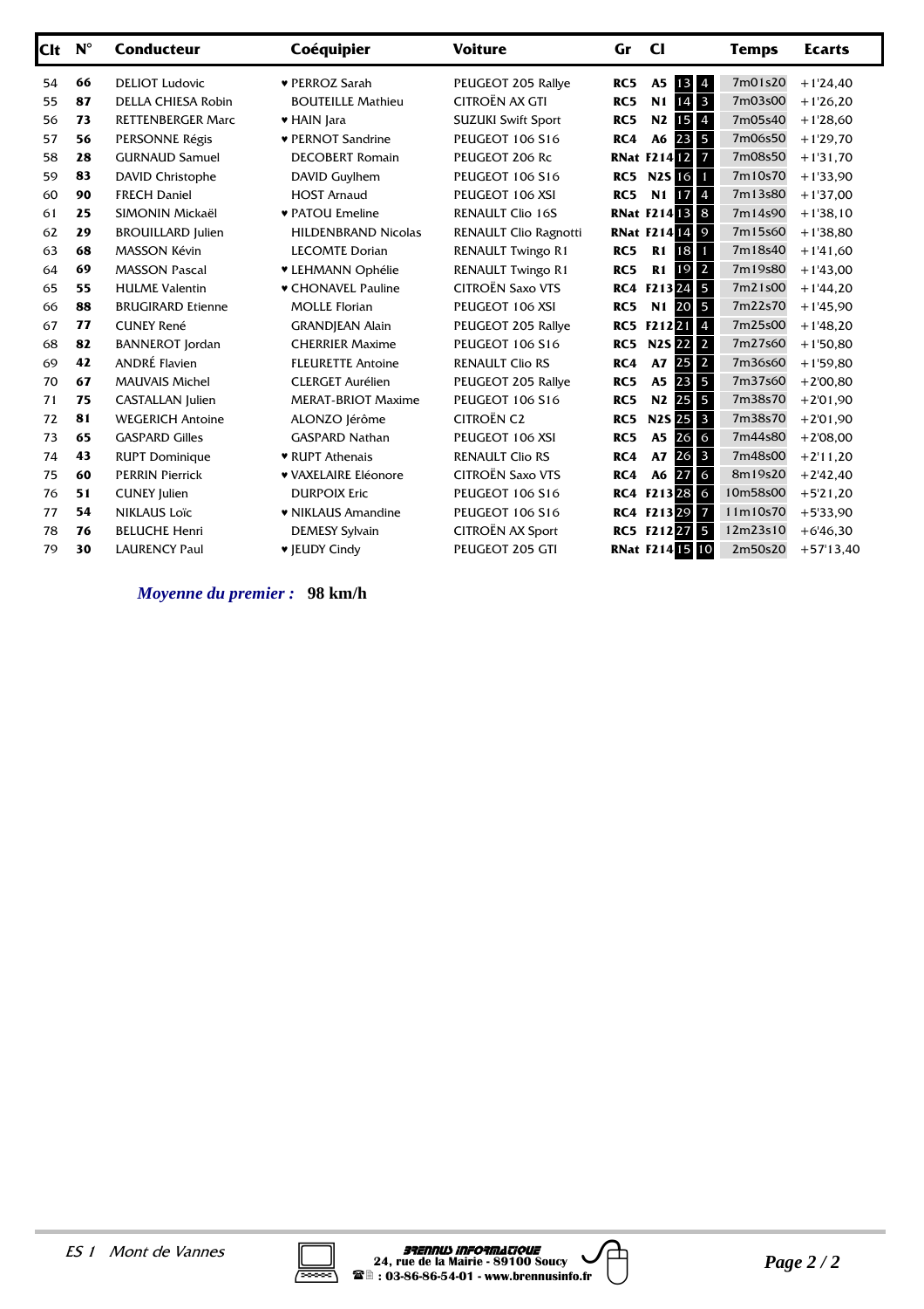| Clt | N° | Conducteur | Coéquipier | Voiture | Gr | Cl | | | Temps | Ecarts |
|---|---|---|---|---|---|---|---|---|---|---|
| 54 | **66** | DELIOT Ludovic | ♥ PERROZ Sarah | PEUGEOT 205 Rallye | **RC5** | **A5** | 13 | 4 | 7m01s20 | +1'24,40 |
| 55 | **87** | DELLA CHIESA Robin | BOUTEILLE Mathieu | CITROËN AX GTI | **RC5** | **N1** | 14 | 3 | 7m03s00 | +1'26,20 |
| 56 | **73** | RETTENBERGER Marc | ♥ HAIN Jara | SUZUKI Swift Sport | **RC5** | **N2** | 15 | 4 | 7m05s40 | +1'28,60 |
| 57 | **56** | PERSONNE Régis | ♥ PERNOT Sandrine | PEUGEOT 106 S16 | **RC4** | **A6** | 23 | 5 | 7m06s50 | +1'29,70 |
| 58 | **28** | GURNAUD Samuel | DECOBERT Romain | PEUGEOT 206 Rc | **RNat** | **F214** | 12 | 7 | 7m08s50 | +1'31,70 |
| 59 | **83** | DAVID Christophe | DAVID Guylhem | PEUGEOT 106 S16 | **RC5** | **N2S** | 16 | 1 | 7m10s70 | +1'33,90 |
| 60 | **90** | FRECH Daniel | HOST Arnaud | PEUGEOT 106 XSI | **RC5** | **N1** | 17 | 4 | 7m13s80 | +1'37,00 |
| 61 | **25** | SIMONIN Mickaël | ♥ PATOU Emeline | RENAULT Clio 16S | **RNat** | **F214** | 13 | 8 | 7m14s90 | +1'38,10 |
| 62 | **29** | BROUILLARD Julien | HILDENBRAND Nicolas | RENAULT Clio Ragnotti | **RNat** | **F214** | 14 | 9 | 7m15s60 | +1'38,80 |
| 63 | **68** | MASSON Kévin | LECOMTE Dorian | RENAULT Twingo R1 | **RC5** | **R1** | 18 | 1 | 7m18s40 | +1'41,60 |
| 64 | **69** | MASSON Pascal | ♥ LEHMANN Ophélie | RENAULT Twingo R1 | **RC5** | **R1** | 19 | 2 | 7m19s80 | +1'43,00 |
| 65 | **55** | HULME Valentin | ♥ CHONAVEL Pauline | CITROËN Saxo VTS | **RC4** | **F213** | 24 | 5 | 7m21s00 | +1'44,20 |
| 66 | **88** | BRUGIRARD Etienne | MOLLE Florian | PEUGEOT 106 XSI | **RC5** | **N1** | 20 | 5 | 7m22s70 | +1'45,90 |
| 67 | **77** | CUNEY René | GRANDJEAN Alain | PEUGEOT 205 Rallye | **RC5** | **F212** | 21 | 4 | 7m25s00 | +1'48,20 |
| 68 | **82** | BANNEROT Jordan | CHERRIER Maxime | PEUGEOT 106 S16 | **RC5** | **N2S** | 22 | 2 | 7m27s60 | +1'50,80 |
| 69 | **42** | ANDRÉ Flavien | FLEURETTE Antoine | RENAULT Clio RS | **RC4** | **A7** | 25 | 2 | 7m36s60 | +1'59,80 |
| 70 | **67** | MAUVAIS Michel | CLERGET Aurélien | PEUGEOT 205 Rallye | **RC5** | **A5** | 23 | 5 | 7m37s60 | +2'00,80 |
| 71 | **75** | CASTALLAN Julien | MERAT-BRIOT Maxime | PEUGEOT 106 S16 | **RC5** | **N2** | 25 | 5 | 7m38s70 | +2'01,90 |
| 72 | **81** | WEGERICH Antoine | ALONZO Jérôme | CITROËN C2 | **RC5** | **N2S** | 25 | 3 | 7m38s70 | +2'01,90 |
| 73 | **65** | GASPARD Gilles | GASPARD Nathan | PEUGEOT 106 XSI | **RC5** | **A5** | 26 | 6 | 7m44s80 | +2'08,00 |
| 74 | **43** | RUPT Dominique | ♥ RUPT Athenais | RENAULT Clio RS | **RC4** | **A7** | 26 | 3 | 7m48s00 | +2'11,20 |
| 75 | **60** | PERRIN Pierrick | ♥ VAXELAIRE Eléonore | CITROËN Saxo VTS | **RC4** | **A6** | 27 | 6 | 8m19s20 | +2'42,40 |
| 76 | **51** | CUNEY Julien | DURPOIX Eric | PEUGEOT 106 S16 | **RC4** | **F213** | 28 | 6 | 10m58s00 | +5'21,20 |
| 77 | **54** | NIKLAUS Loïc | ♥ NIKLAUS Amandine | PEUGEOT 106 S16 | **RC4** | **F213** | 29 | 7 | 11m10s70 | +5'33,90 |
| 78 | **76** | BELUCHE Henri | DEMESY Sylvain | CITROËN AX Sport | **RC5** | **F212** | 27 | 5 | 12m23s10 | +6'46,30 |
| 79 | **30** | LAURENCY Paul | ♥ JEUDY Cindy | PEUGEOT 205 GTI | **RNat** | **F214** | 15 | 10 | 2m50s20 | +57'13,40 |

*Moyenne du premier :* **98 km/h**

*ES 1 Mont de Vannes*

BRENNUS INFORMATIQUE
24, rue de la Mairie - 89100 Soucy
: 03-86-86-54-01 - www.brennusinfo.fr